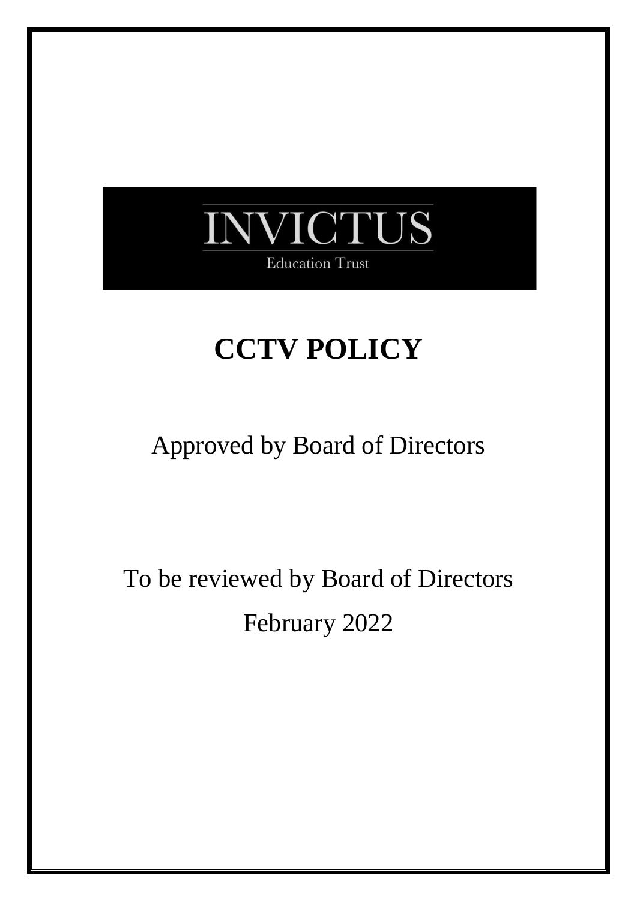INVICTUS

Education Trust

# CCTV POLICY

Approved by Board of Directors

To be reviewed by Board of Directors

February 2022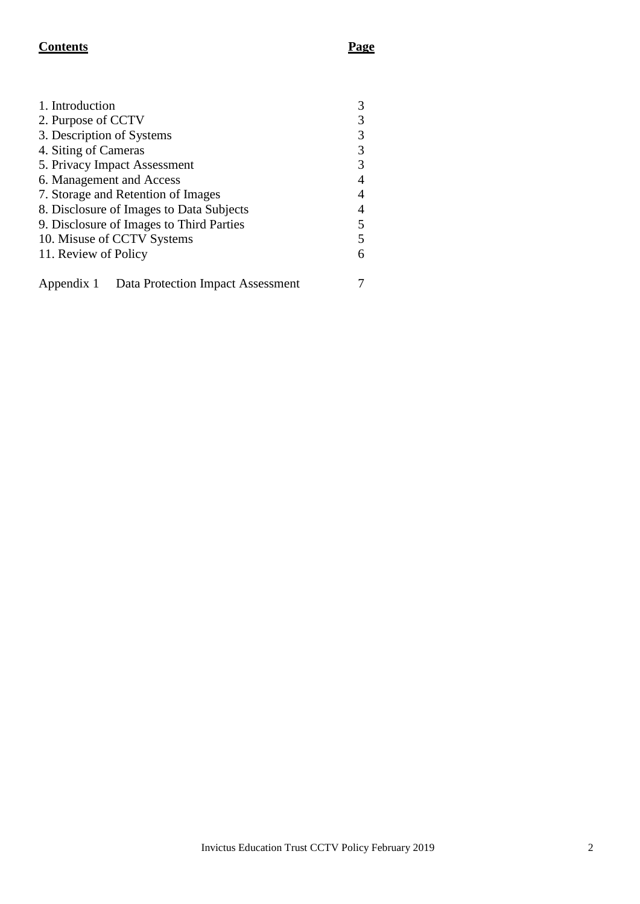| **Contents** | **Page** |
|---|---|
| 1. Introduction | 3 |
| 2. Purpose of CCTV | 3 |
| 3. Description of Systems | 3 |
| 4. Siting of Cameras | 3 |
| 5. Privacy Impact Assessment | 3 |
| 6. Management and Access | 4 |
| 7. Storage and Retention of Images | 4 |
| 8. Disclosure of Images to Data Subjects | 4 |
| 9. Disclosure of Images to Third Parties | 5 |
| 10. Misuse of CCTV Systems | 5 |
| 11. Review of Policy | 6 |
| Appendix 1 Data Protection Impact Assessment | 7 |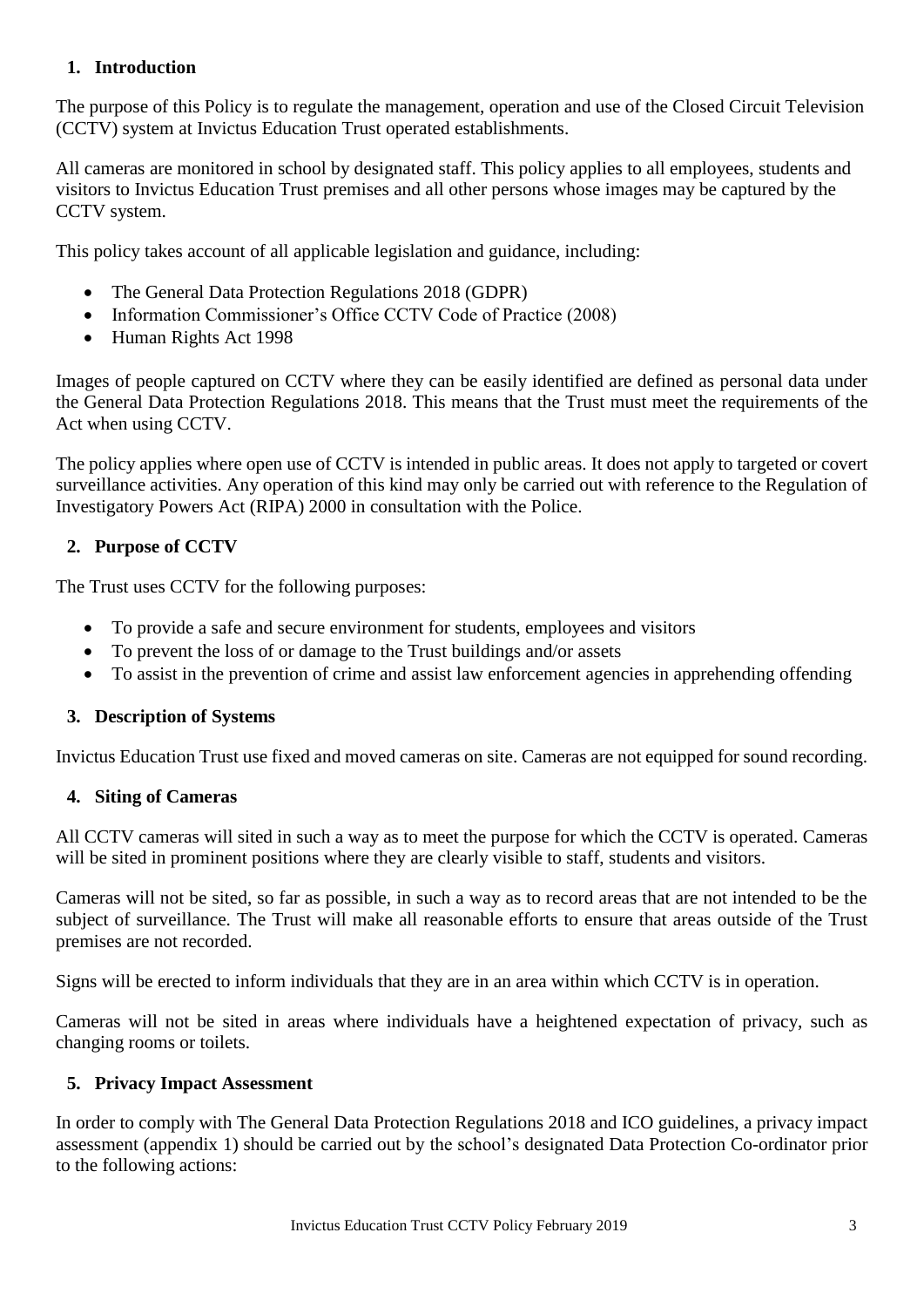## 1. Introduction

The purpose of this Policy is to regulate the management, operation and use of the Closed Circuit Television (CCTV) system at Invictus Education Trust operated establishments.

All cameras are monitored in school by designated staff. This policy applies to all employees, students and visitors to Invictus Education Trust premises and all other persons whose images may be captured by the CCTV system.

This policy takes account of all applicable legislation and guidance, including:

- The General Data Protection Regulations 2018 (GDPR)
- Information Commissioner's Office CCTV Code of Practice (2008)
- Human Rights Act 1998

Images of people captured on CCTV where they can be easily identified are defined as personal data under the General Data Protection Regulations 2018. This means that the Trust must meet the requirements of the Act when using CCTV.

The policy applies where open use of CCTV is intended in public areas. It does not apply to targeted or covert surveillance activities. Any operation of this kind may only be carried out with reference to the Regulation of Investigatory Powers Act (RIPA) 2000 in consultation with the Police.

## 2. Purpose of CCTV

The Trust uses CCTV for the following purposes:

- To provide a safe and secure environment for students, employees and visitors
- To prevent the loss of or damage to the Trust buildings and/or assets
- To assist in the prevention of crime and assist law enforcement agencies in apprehending offending

## 3. Description of Systems

Invictus Education Trust use fixed and moved cameras on site. Cameras are not equipped for sound recording.

## 4. Siting of Cameras

All CCTV cameras will sited in such a way as to meet the purpose for which the CCTV is operated. Cameras will be sited in prominent positions where they are clearly visible to staff, students and visitors.

Cameras will not be sited, so far as possible, in such a way as to record areas that are not intended to be the subject of surveillance. The Trust will make all reasonable efforts to ensure that areas outside of the Trust premises are not recorded.

Signs will be erected to inform individuals that they are in an area within which CCTV is in operation.

Cameras will not be sited in areas where individuals have a heightened expectation of privacy, such as changing rooms or toilets.

## 5. Privacy Impact Assessment

In order to comply with The General Data Protection Regulations 2018 and ICO guidelines, a privacy impact assessment (appendix 1) should be carried out by the school's designated Data Protection Co-ordinator prior to the following actions: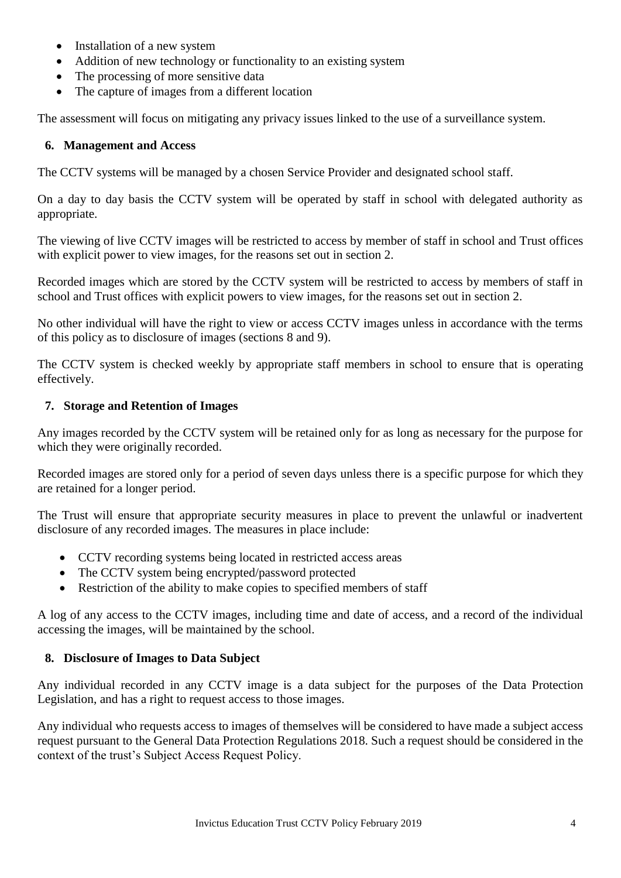- Installation of a new system
- Addition of new technology or functionality to an existing system
- The processing of more sensitive data
- The capture of images from a different location

The assessment will focus on mitigating any privacy issues linked to the use of a surveillance system.

## 6. Management and Access

The CCTV systems will be managed by a chosen Service Provider and designated school staff.

On a day to day basis the CCTV system will be operated by staff in school with delegated authority as appropriate.

The viewing of live CCTV images will be restricted to access by member of staff in school and Trust offices with explicit power to view images, for the reasons set out in section 2.

Recorded images which are stored by the CCTV system will be restricted to access by members of staff in school and Trust offices with explicit powers to view images, for the reasons set out in section 2.

No other individual will have the right to view or access CCTV images unless in accordance with the terms of this policy as to disclosure of images (sections 8 and 9).

The CCTV system is checked weekly by appropriate staff members in school to ensure that is operating effectively.

## 7. Storage and Retention of Images

Any images recorded by the CCTV system will be retained only for as long as necessary for the purpose for which they were originally recorded.

Recorded images are stored only for a period of seven days unless there is a specific purpose for which they are retained for a longer period.

The Trust will ensure that appropriate security measures in place to prevent the unlawful or inadvertent disclosure of any recorded images. The measures in place include:

- CCTV recording systems being located in restricted access areas
- The CCTV system being encrypted/password protected
- Restriction of the ability to make copies to specified members of staff

A log of any access to the CCTV images, including time and date of access, and a record of the individual accessing the images, will be maintained by the school.

## 8. Disclosure of Images to Data Subject

Any individual recorded in any CCTV image is a data subject for the purposes of the Data Protection Legislation, and has a right to request access to those images.

Any individual who requests access to images of themselves will be considered to have made a subject access request pursuant to the General Data Protection Regulations 2018. Such a request should be considered in the context of the trust's Subject Access Request Policy.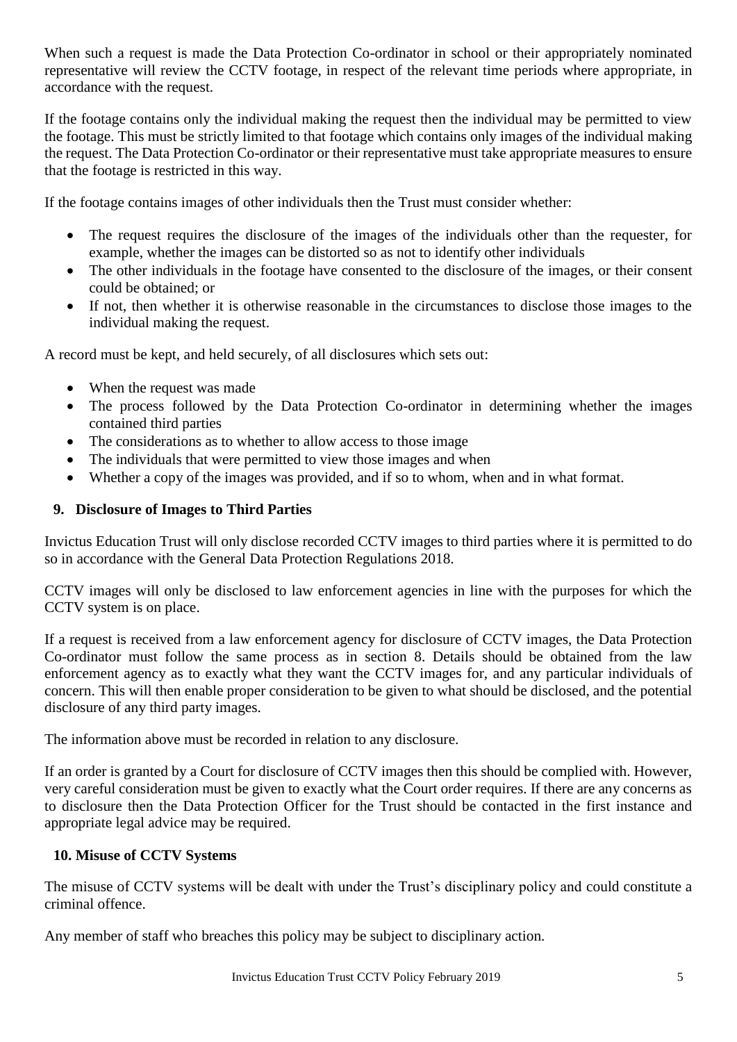When such a request is made the Data Protection Co-ordinator in school or their appropriately nominated representative will review the CCTV footage, in respect of the relevant time periods where appropriate, in accordance with the request.

If the footage contains only the individual making the request then the individual may be permitted to view the footage. This must be strictly limited to that footage which contains only images of the individual making the request. The Data Protection Co-ordinator or their representative must take appropriate measures to ensure that the footage is restricted in this way.

If the footage contains images of other individuals then the Trust must consider whether:

- The request requires the disclosure of the images of the individuals other than the requester, for example, whether the images can be distorted so as not to identify other individuals
- The other individuals in the footage have consented to the disclosure of the images, or their consent could be obtained; or
- If not, then whether it is otherwise reasonable in the circumstances to disclose those images to the individual making the request.

A record must be kept, and held securely, of all disclosures which sets out:

- When the request was made
- The process followed by the Data Protection Co-ordinator in determining whether the images contained third parties
- The considerations as to whether to allow access to those image
- The individuals that were permitted to view those images and when
- Whether a copy of the images was provided, and if so to whom, when and in what format.

## 9. Disclosure of Images to Third Parties

Invictus Education Trust will only disclose recorded CCTV images to third parties where it is permitted to do so in accordance with the General Data Protection Regulations 2018.

CCTV images will only be disclosed to law enforcement agencies in line with the purposes for which the CCTV system is on place.

If a request is received from a law enforcement agency for disclosure of CCTV images, the Data Protection Co-ordinator must follow the same process as in section 8. Details should be obtained from the law enforcement agency as to exactly what they want the CCTV images for, and any particular individuals of concern. This will then enable proper consideration to be given to what should be disclosed, and the potential disclosure of any third party images.

The information above must be recorded in relation to any disclosure.

If an order is granted by a Court for disclosure of CCTV images then this should be complied with. However, very careful consideration must be given to exactly what the Court order requires. If there are any concerns as to disclosure then the Data Protection Officer for the Trust should be contacted in the first instance and appropriate legal advice may be required.

## 10. Misuse of CCTV Systems

The misuse of CCTV systems will be dealt with under the Trust's disciplinary policy and could constitute a criminal offence.

Any member of staff who breaches this policy may be subject to disciplinary action.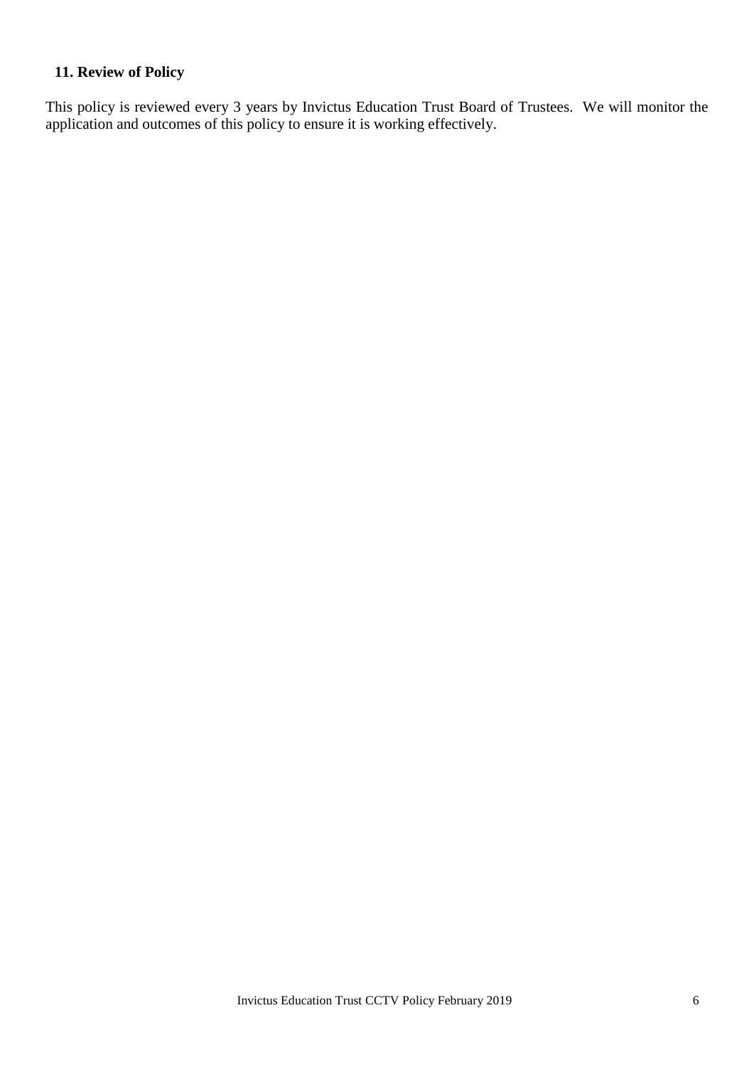## 11. Review of Policy

This policy is reviewed every 3 years by Invictus Education Trust Board of Trustees. We will monitor the application and outcomes of this policy to ensure it is working effectively.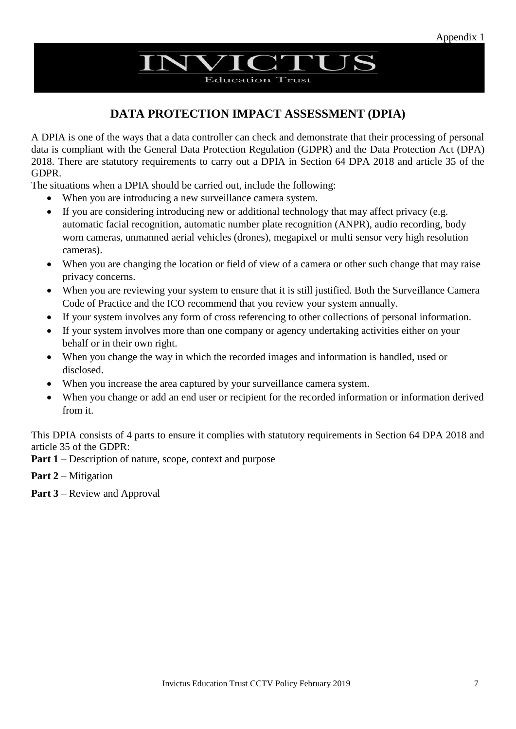Appendix 1

INVICTUS
Education Trust

# DATA PROTECTION IMPACT ASSESSMENT (DPIA)

A DPIA is one of the ways that a data controller can check and demonstrate that their processing of personal data is compliant with the General Data Protection Regulation (GDPR) and the Data Protection Act (DPA) 2018. There are statutory requirements to carry out a DPIA in Section 64 DPA 2018 and article 35 of the GDPR.

The situations when a DPIA should be carried out, include the following:

- When you are introducing a new surveillance camera system.
- If you are considering introducing new or additional technology that may affect privacy (e.g. automatic facial recognition, automatic number plate recognition (ANPR), audio recording, body worn cameras, unmanned aerial vehicles (drones), megapixel or multi sensor very high resolution cameras).
- When you are changing the location or field of view of a camera or other such change that may raise privacy concerns.
- When you are reviewing your system to ensure that it is still justified. Both the Surveillance Camera Code of Practice and the ICO recommend that you review your system annually.
- If your system involves any form of cross referencing to other collections of personal information.
- If your system involves more than one company or agency undertaking activities either on your behalf or in their own right.
- When you change the way in which the recorded images and information is handled, used or disclosed.
- When you increase the area captured by your surveillance camera system.
- When you change or add an end user or recipient for the recorded information or information derived from it.

This DPIA consists of 4 parts to ensure it complies with statutory requirements in Section 64 DPA 2018 and article 35 of the GDPR:

**Part 1** – Description of nature, scope, context and purpose

**Part 2** – Mitigation

**Part 3** – Review and Approval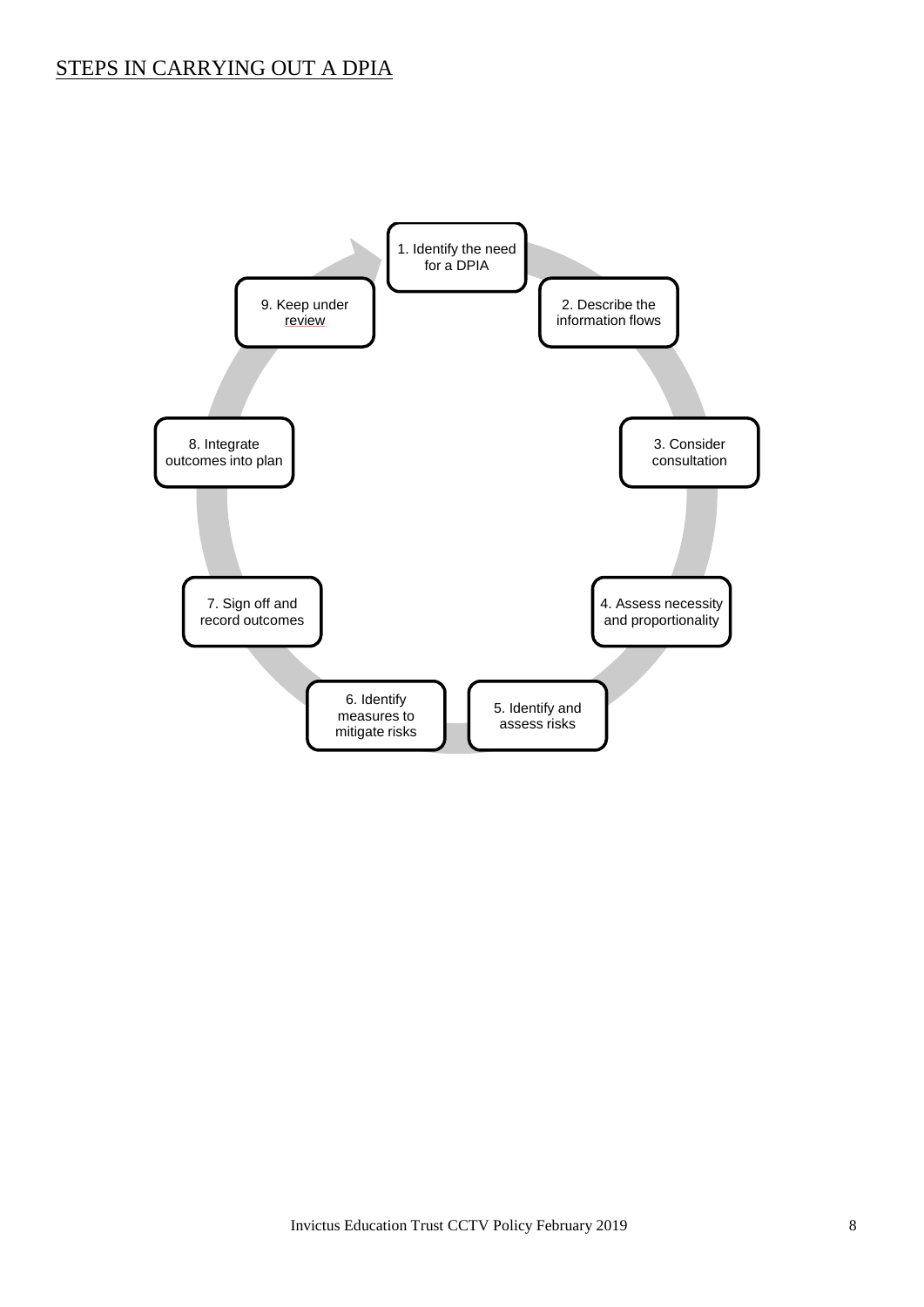# STEPS IN CARRYING OUT A DPIA

1. Identify the need for a DPIA
2. Describe the information flows
3. Consider consultation
4. Assess necessity and proportionality
5. Identify and assess risks
6. Identify measures to mitigate risks
7. Sign off and record outcomes
8. Integrate outcomes into plan
9. Keep under review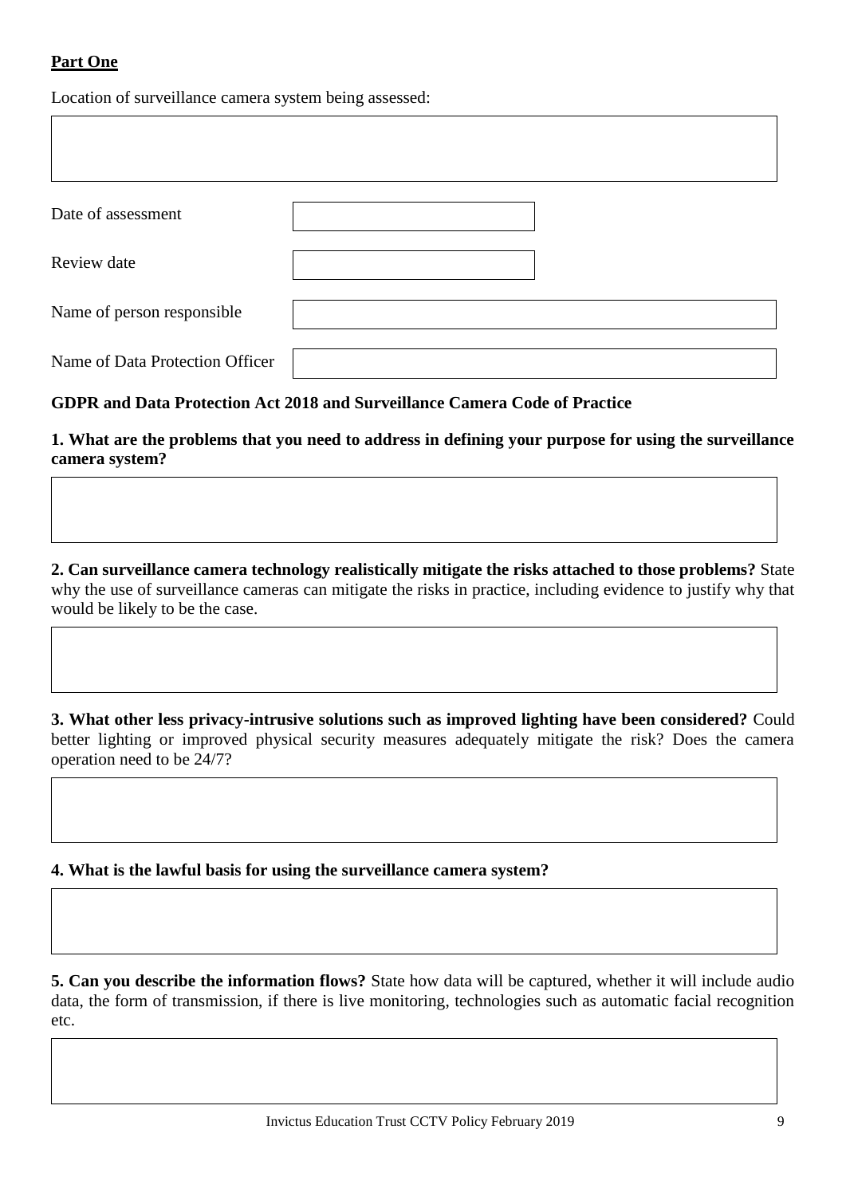**Part One**

Location of surveillance camera system being assessed:

| |
|---|
| |

| | |
|---|---|
| Date of assessment | |
| Review date | |
| Name of person responsible | |
| Name of Data Protection Officer | |

**GDPR and Data Protection Act 2018 and Surveillance Camera Code of Practice**

**1. What are the problems that you need to address in defining your purpose for using the surveillance camera system?**

| |
|---|
| |

**2. Can surveillance camera technology realistically mitigate the risks attached to those problems?** State why the use of surveillance cameras can mitigate the risks in practice, including evidence to justify why that would be likely to be the case.

| |
|---|
| |

**3. What other less privacy-intrusive solutions such as improved lighting have been considered?** Could better lighting or improved physical security measures adequately mitigate the risk? Does the camera operation need to be 24/7?

| |
|---|
| |

**4. What is the lawful basis for using the surveillance camera system?**

| |
|---|
| |

**5. Can you describe the information flows?** State how data will be captured, whether it will include audio data, the form of transmission, if there is live monitoring, technologies such as automatic facial recognition etc.

| |
|---|
| |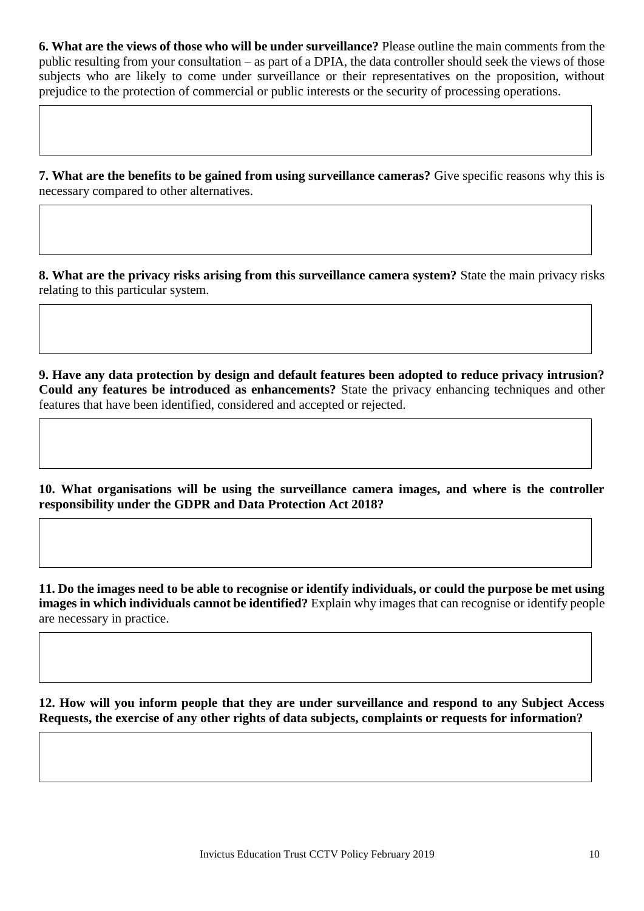**6. What are the views of those who will be under surveillance?** Please outline the main comments from the public resulting from your consultation – as part of a DPIA, the data controller should seek the views of those subjects who are likely to come under surveillance or their representatives on the proposition, without prejudice to the protection of commercial or public interests or the security of processing operations.

| |
|---|
| |

**7. What are the benefits to be gained from using surveillance cameras?** Give specific reasons why this is necessary compared to other alternatives.

| |
|---|
| |

**8. What are the privacy risks arising from this surveillance camera system?** State the main privacy risks relating to this particular system.

| |
|---|
| |

**9. Have any data protection by design and default features been adopted to reduce privacy intrusion? Could any features be introduced as enhancements?** State the privacy enhancing techniques and other features that have been identified, considered and accepted or rejected.

| |
|---|
| |

**10. What organisations will be using the surveillance camera images, and where is the controller responsibility under the GDPR and Data Protection Act 2018?**

| |
|---|
| |

**11. Do the images need to be able to recognise or identify individuals, or could the purpose be met using images in which individuals cannot be identified?** Explain why images that can recognise or identify people are necessary in practice.

| |
|---|
| |

**12. How will you inform people that they are under surveillance and respond to any Subject Access Requests, the exercise of any other rights of data subjects, complaints or requests for information?**

| |
|---|
| |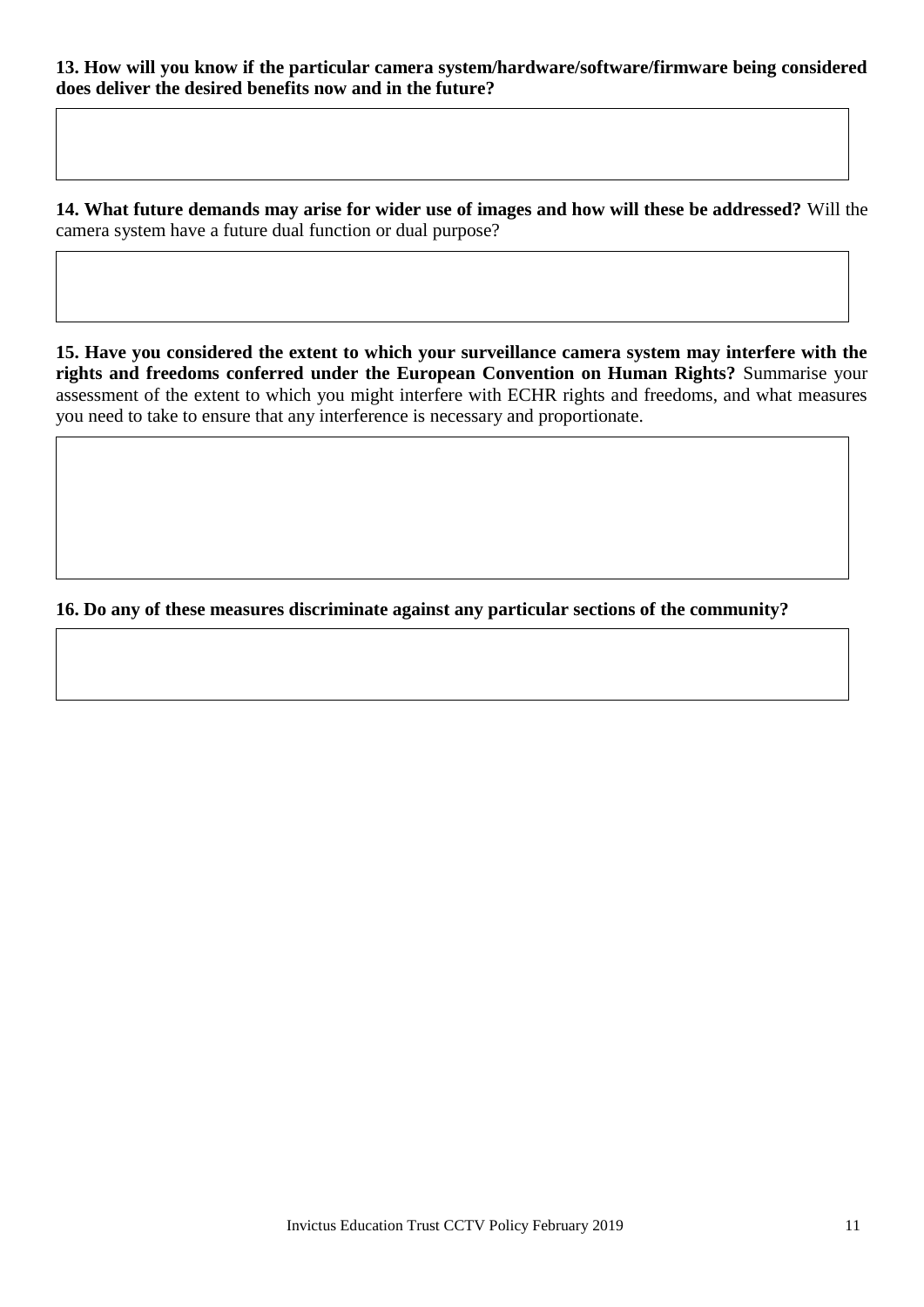**13. How will you know if the particular camera system/hardware/software/firmware being considered does deliver the desired benefits now and in the future?**

|   |
|---|
|   |

**14. What future demands may arise for wider use of images and how will these be addressed?** Will the camera system have a future dual function or dual purpose?

|   |
|---|
|   |

**15. Have you considered the extent to which your surveillance camera system may interfere with the rights and freedoms conferred under the European Convention on Human Rights?** Summarise your assessment of the extent to which you might interfere with ECHR rights and freedoms, and what measures you need to take to ensure that any interference is necessary and proportionate.

|   |
|---|
|   |

**16. Do any of these measures discriminate against any particular sections of the community?**

|   |
|---|
|   |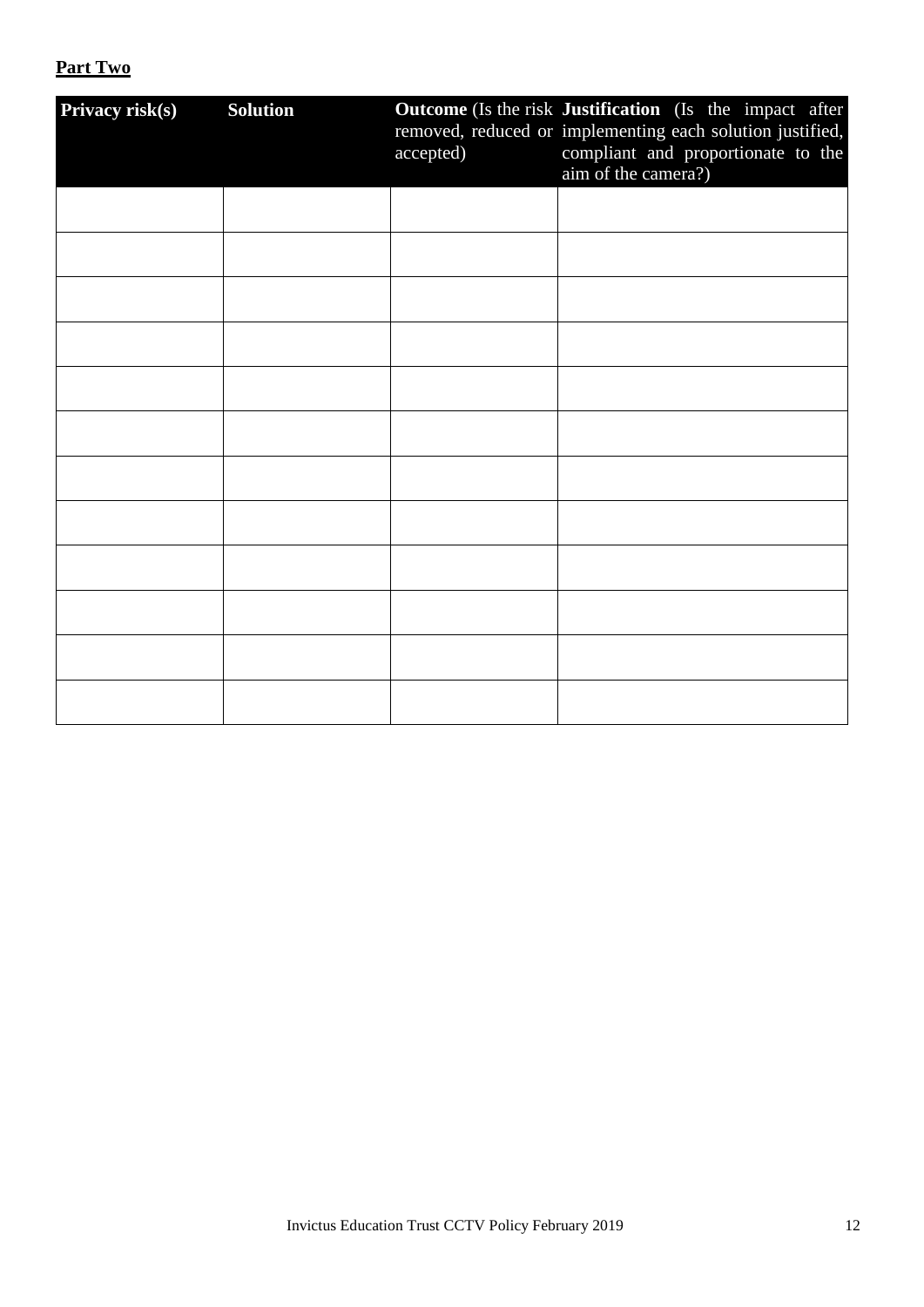**Part Two**

| **Privacy risk(s)** | **Solution** | **Outcome** (Is the risk removed, reduced or accepted) | **Justification** (Is the impact after implementing each solution justified, compliant and proportionate to the aim of the camera?) |
|---|---|---|---|
| | | | |
| | | | |
| | | | |
| | | | |
| | | | |
| | | | |
| | | | |
| | | | |
| | | | |
| | | | |
| | | | |
| | | | |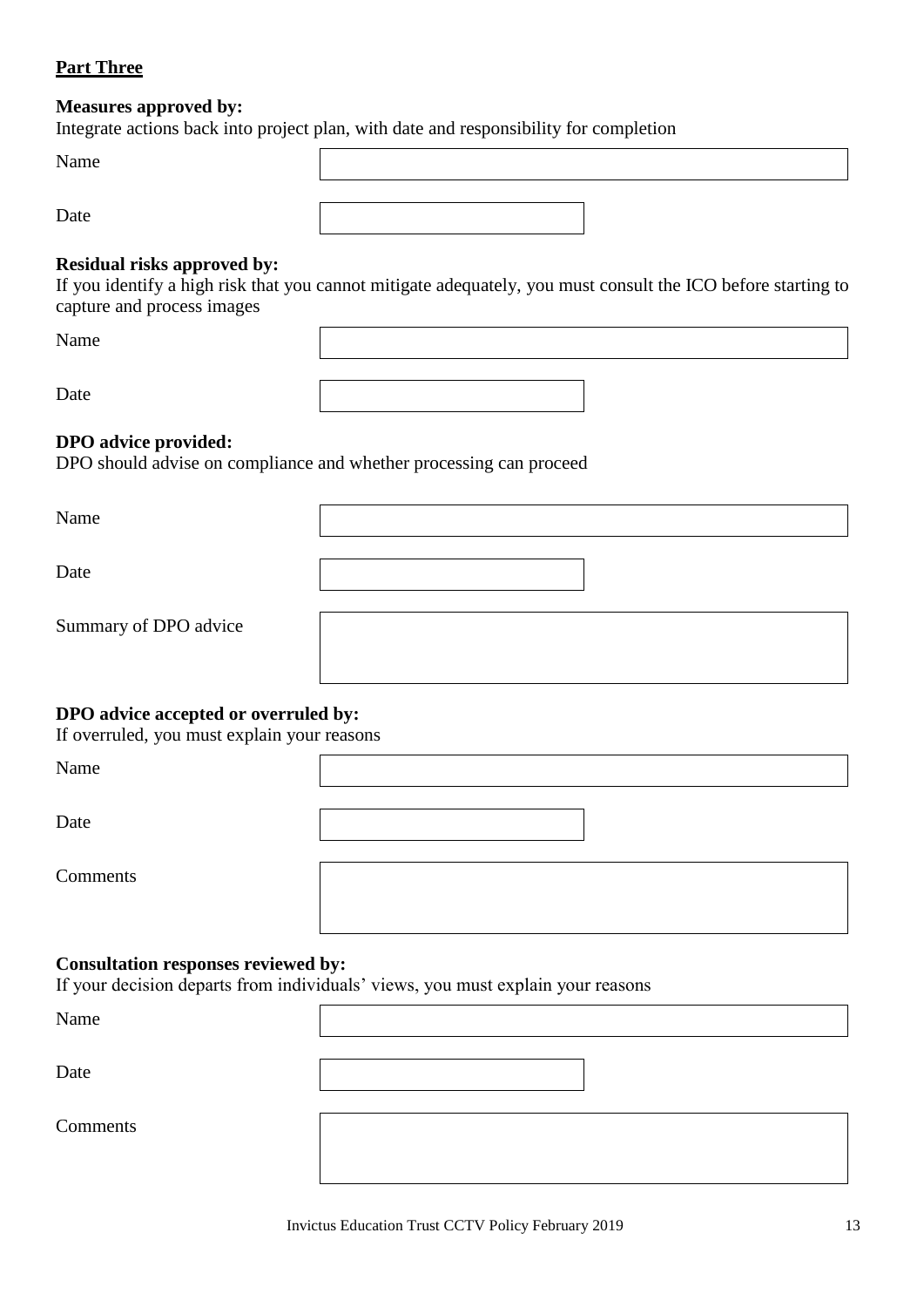**Part Three**

**Measures approved by:**
Integrate actions back into project plan, with date and responsibility for completion

| | |
|---|---|
| Name | |
| Date | |

**Residual risks approved by:**
If you identify a high risk that you cannot mitigate adequately, you must consult the ICO before starting to capture and process images

| | |
|---|---|
| Name | |
| Date | |

**DPO advice provided:**
DPO should advise on compliance and whether processing can proceed

| | |
|---|---|
| Name | |
| Date | |
| Summary of DPO advice | |

**DPO advice accepted or overruled by:**
If overruled, you must explain your reasons

| | |
|---|---|
| Name | |
| Date | |
| Comments | |

**Consultation responses reviewed by:**
If your decision departs from individuals' views, you must explain your reasons

| | |
|---|---|
| Name | |
| Date | |
| Comments | |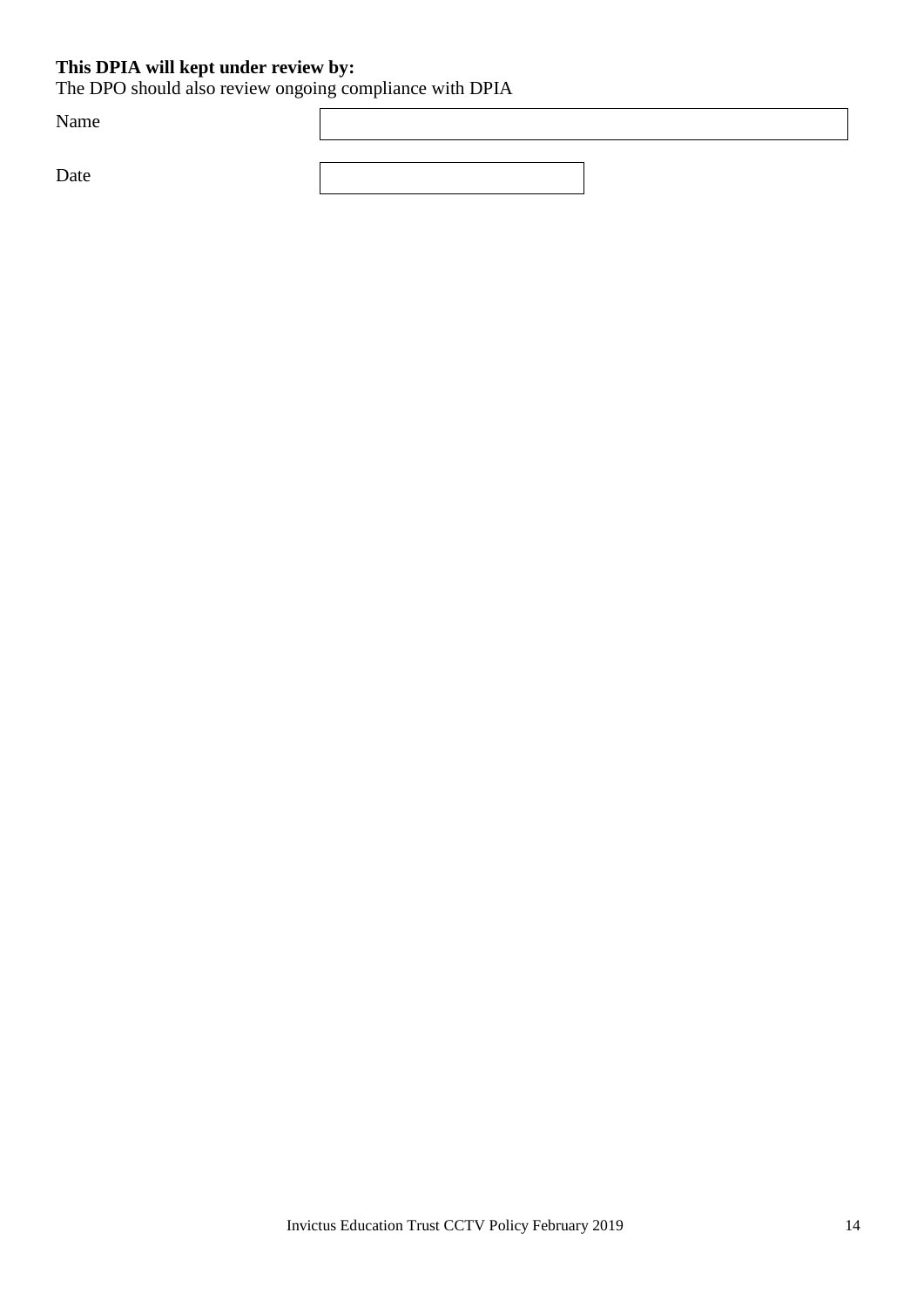**This DPIA will kept under review by:**

The DPO should also review ongoing compliance with DPIA

| | |
|---|---|
| Name | |
| Date | |